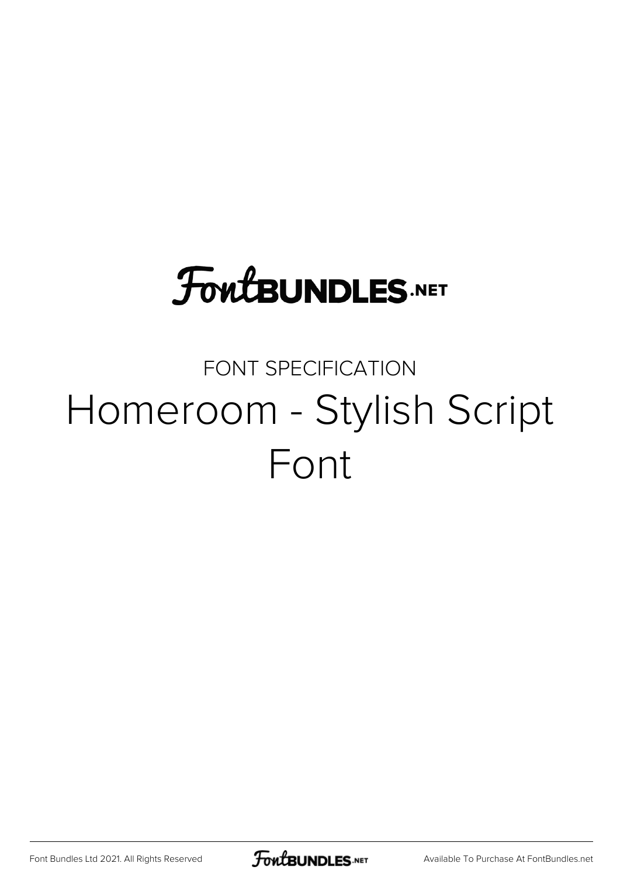FontBUNDLES.NET

FONT SPECIFICATION

# Homeroom - Stylish Script Font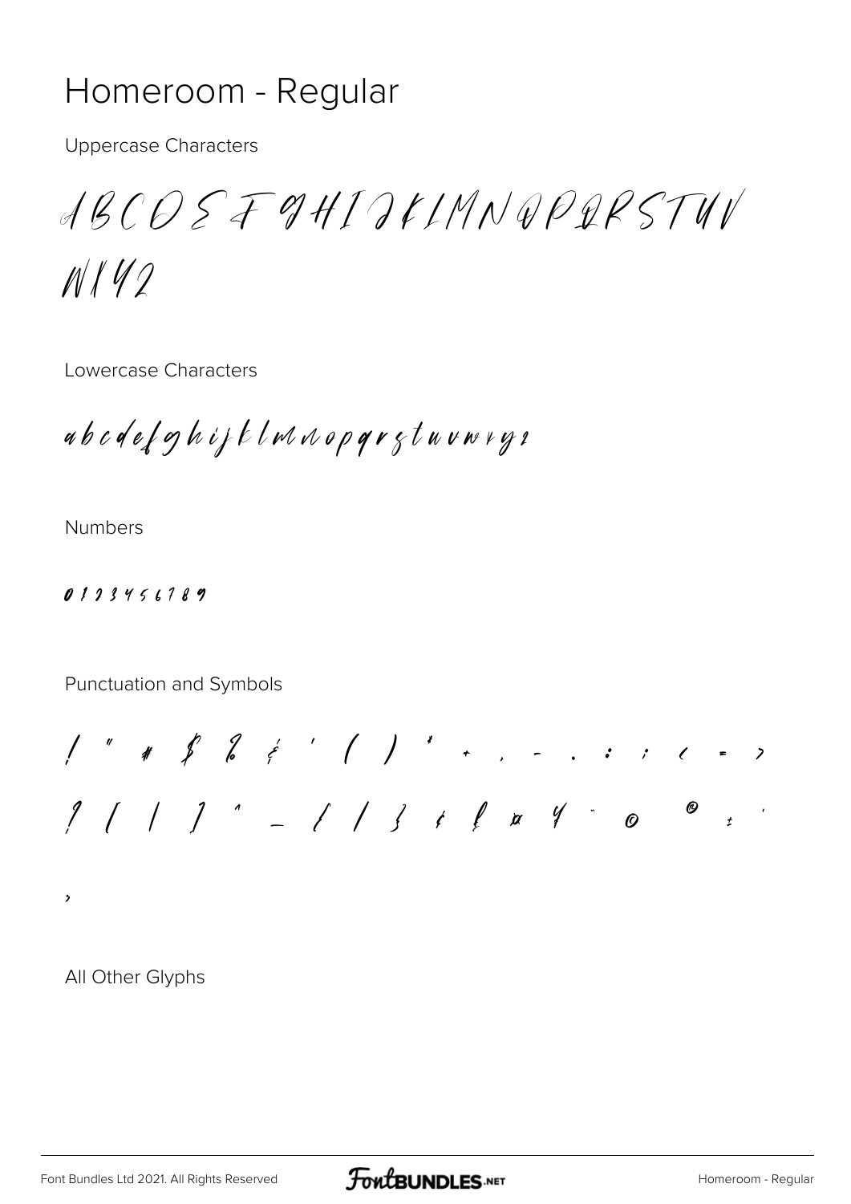# Homeroom - Regular

Uppercase Characters

A B C D E F G H I J K L M N O P Q R S T U V W X Y Z

Lowercase Characters

a b c d e f g h i j k l m n o p q r s t u v w x y z

Numbers

0 1 2 3 4 5 6 7 8 9

Punctuation and Symbols

! " # $ % & ' ( ) * + , - . : ; < = > ? [ \ ] ^ _ { | } ¢ £ ¤ ¥ ¨ © ® ± ´ ›

All Other Glyphs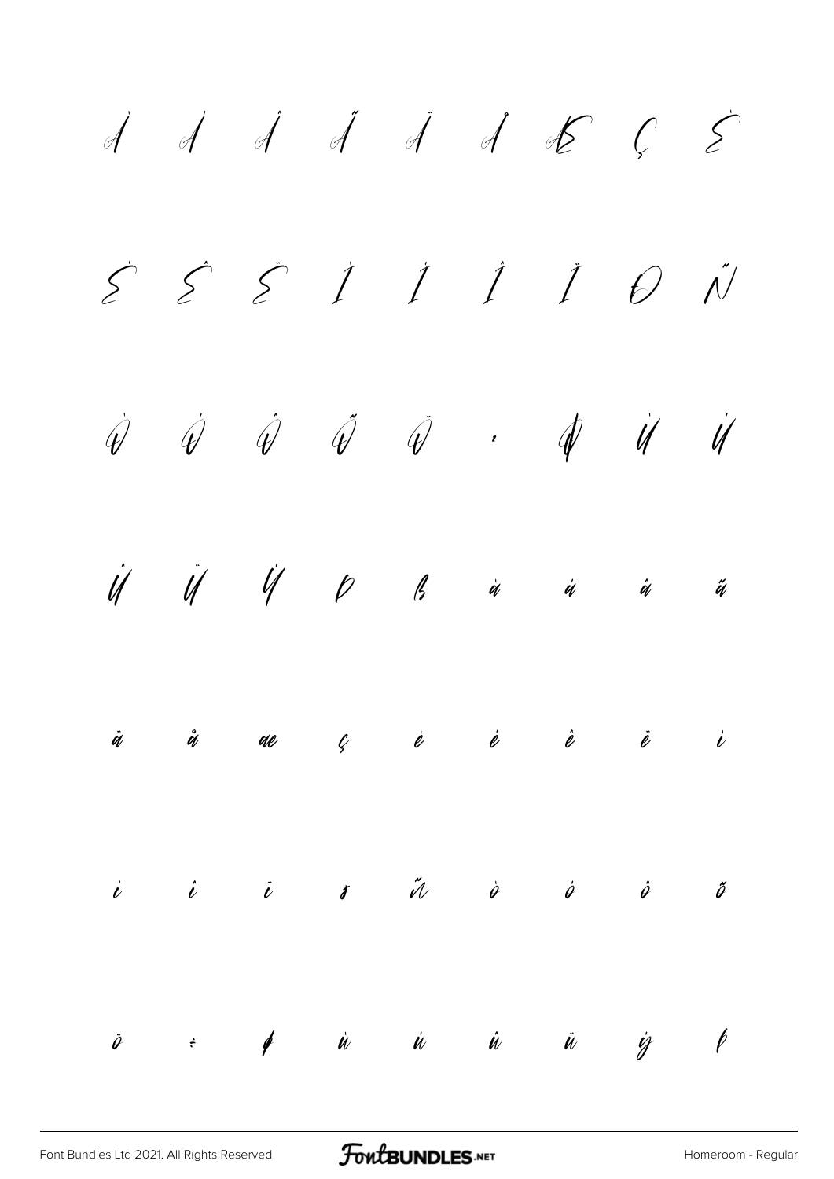À Á Â Ã Ä Å Æ Ç È

É Ê Ë Ì Í Î Ï Ð Ñ

Ò Ó Ô Õ Ö × Ø Ù Ú

Û Ü Ý Þ ß à á â ã

ä å æ ç è é ê ë ì

í î ï ð ñ ò ó ô õ

ö ÷ ø ù ú û ü ý þ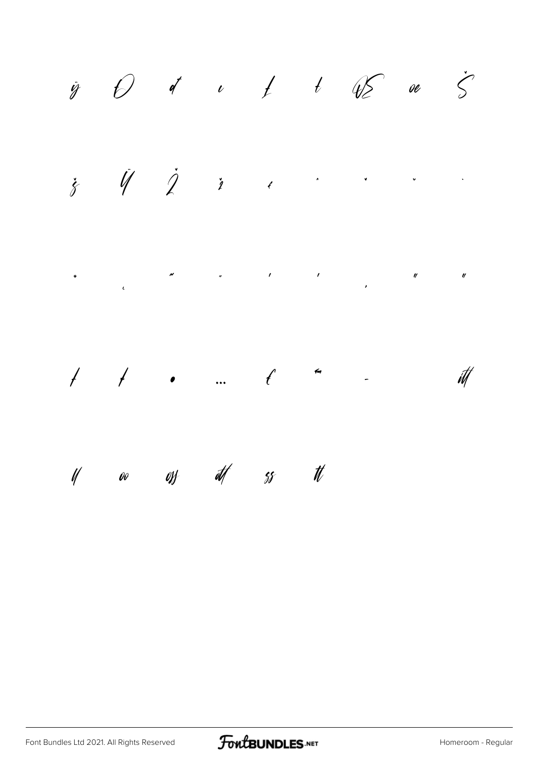ÿ Ð đ ı Ł ł Œ œ Š

š Ÿ Ž ž ƒ ˆ ˇ ˘ ˙

˚ ˛ ˜ ˝ ' ' ‚ " "

† ‡ • … ‰ ™ − ill

ll oo off ott ss tt